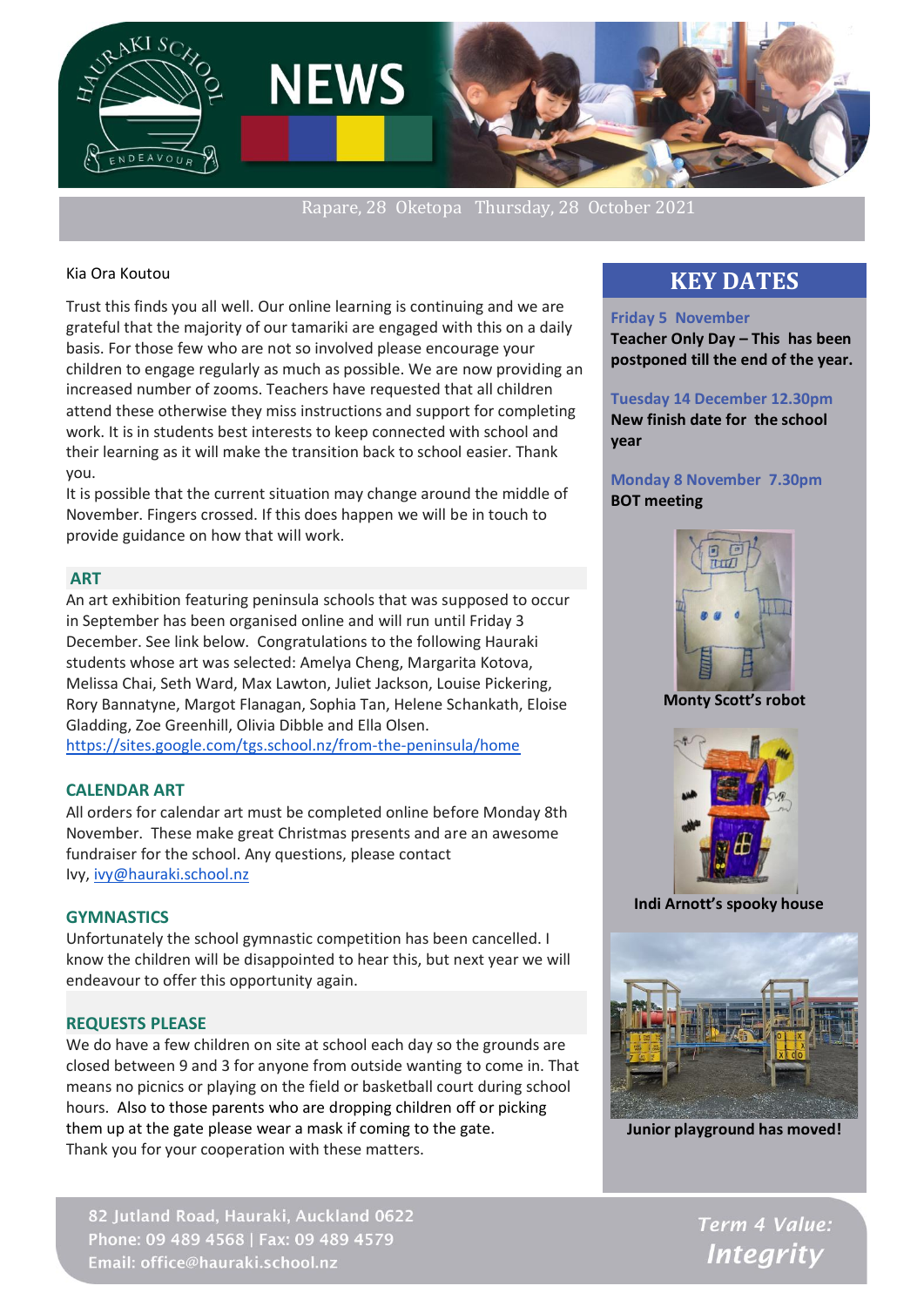# NEWS

Rapare, 28 Oketopa Thursday, 28 October 2021

Kia Ora Koutou

Trust this finds you all well. Our online learning is continuing and we are grateful that the majority of our tamariki are engaged with this on a daily basis. For those few who are not so involved please encourage your children to engage regularly as much as possible. We are now providing an increased number of zooms. Teachers have requested that all children attend these otherwise they miss instructions and support for completing work. It is in students best interests to keep connected with school and their learning as it will make the transition back to school easier. Thank you.

It is possible that the current situation may change around the middle of November. Fingers crossed. If this does happen we will be in touch to provide guidance on how that will work.

## ART

An art exhibition featuring peninsula schools that was supposed to occur in September has been organised online and will run until Friday 3 December. See link below. Congratulations to the following Hauraki students whose art was selected: Amelya Cheng, Margarita Kotova, Melissa Chai, Seth Ward, Max Lawton, Juliet Jackson, Louise Pickering, Rory Bannatyne, Margot Flanagan, Sophia Tan, Helene Schankath, Eloise Gladding, Zoe Greenhill, Olivia Dibble and Ella Olsen.

https://sites.google.com/tgs.school.nz/from-the-peninsula/home

## CALENDAR ART

All orders for calendar art must be completed online before Monday 8th November. These make great Christmas presents and are an awesome fundraiser for the school. Any questions, please contact Ivy, ivy@hauraki.school.nz

## GYMNASTICS

Unfortunately the school gymnastic competition has been cancelled. I know the children will be disappointed to hear this, but next year we will endeavour to offer this opportunity again.

## REQUESTS PLEASE

We do have a few children on site at school each day so the grounds are closed between 9 and 3 for anyone from outside wanting to come in. That means no picnics or playing on the field or basketball court during school hours. Also to those parents who are dropping children off or picking them up at the gate please wear a mask if coming to the gate.

Thank you for your cooperation with these matters.

## KEY DATES

**Friday 5 November**
**Teacher Only Day – This has been postponed till the end of the year.**

**Tuesday 14 December 12.30pm**
**New finish date for the school year**

**Monday 8 November 7.30pm**
**BOT meeting**

**Monty Scott's robot**

**Indi Arnott's spooky house**

**Junior playground has moved!**

82 Jutland Road, Hauraki, Auckland 0622
Phone: 09 489 4568 | Fax: 09 489 4579
Email: office@hauraki.school.nz

*Term 4 Value:*
***Integrity***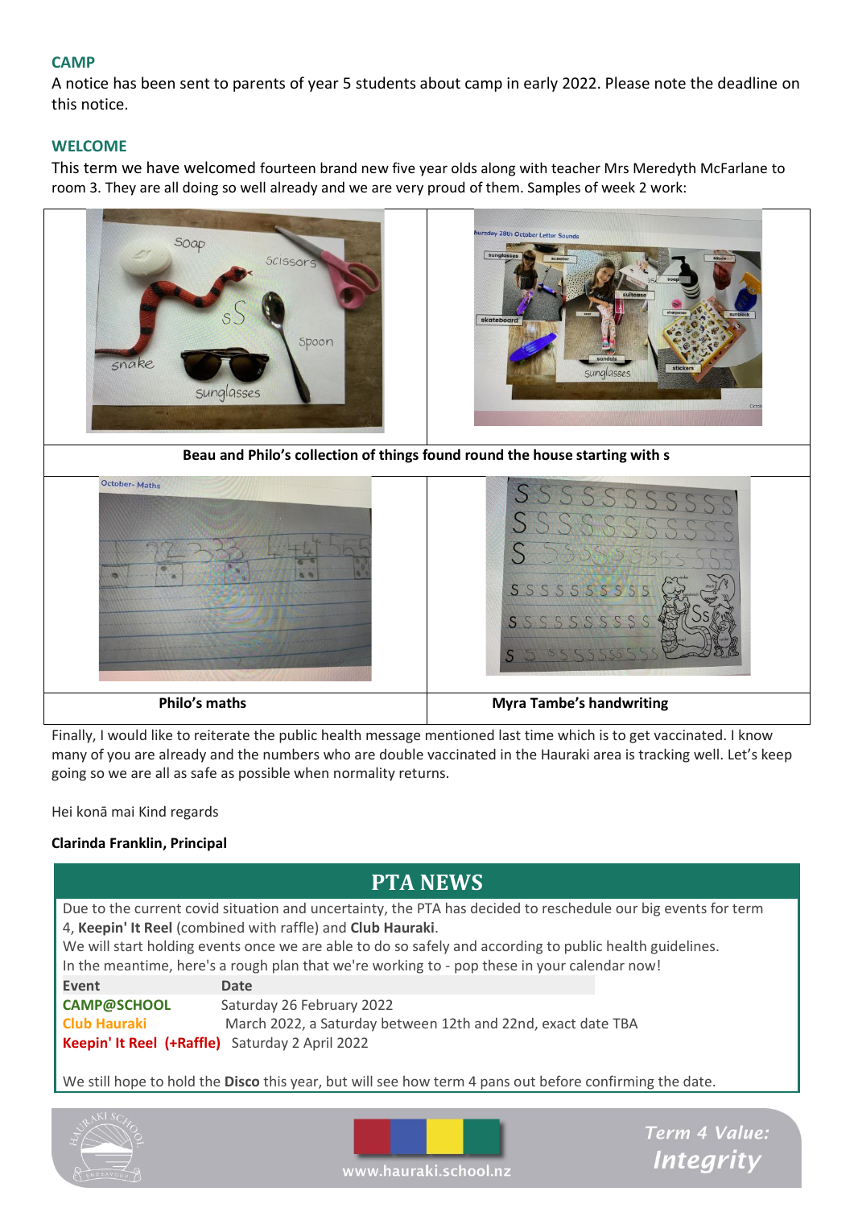## CAMP

A notice has been sent to parents of year 5 students about camp in early 2022. Please note the deadline on this notice.

## WELCOME

This term we have welcomed fourteen brand new five year olds along with teacher Mrs Meredyth McFarlane to room 3. They are all doing so well already and we are very proud of them. Samples of week 2 work:

**Beau and Philo's collection of things found round the house starting with s**

**Philo's maths**

**Myra Tambe's handwriting**

Finally, I would like to reiterate the public health message mentioned last time which is to get vaccinated. I know many of you are already and the numbers who are double vaccinated in the Hauraki area is tracking well. Let's keep going so we are all as safe as possible when normality returns.

Hei konā mai Kind regards

**Clarinda Franklin, Principal**

## PTA NEWS

Due to the current covid situation and uncertainty, the PTA has decided to reschedule our big events for term 4, **Keepin' It Reel** (combined with raffle) and **Club Hauraki**.

We will start holding events once we are able to do so safely and according to public health guidelines.

In the meantime, here's a rough plan that we're working to - pop these in your calendar now!

| Event | Date |
|---|---|
| **CAMP@SCHOOL** | Saturday 26 February 2022 |
| **Club Hauraki** | March 2022, a Saturday between 12th and 22nd, exact date TBA |
| **Keepin' It Reel (+Raffle)** | Saturday 2 April 2022 |

We still hope to hold the **Disco** this year, but will see how term 4 pans out before confirming the date.

www.hauraki.school.nz

*Term 4 Value: Integrity*